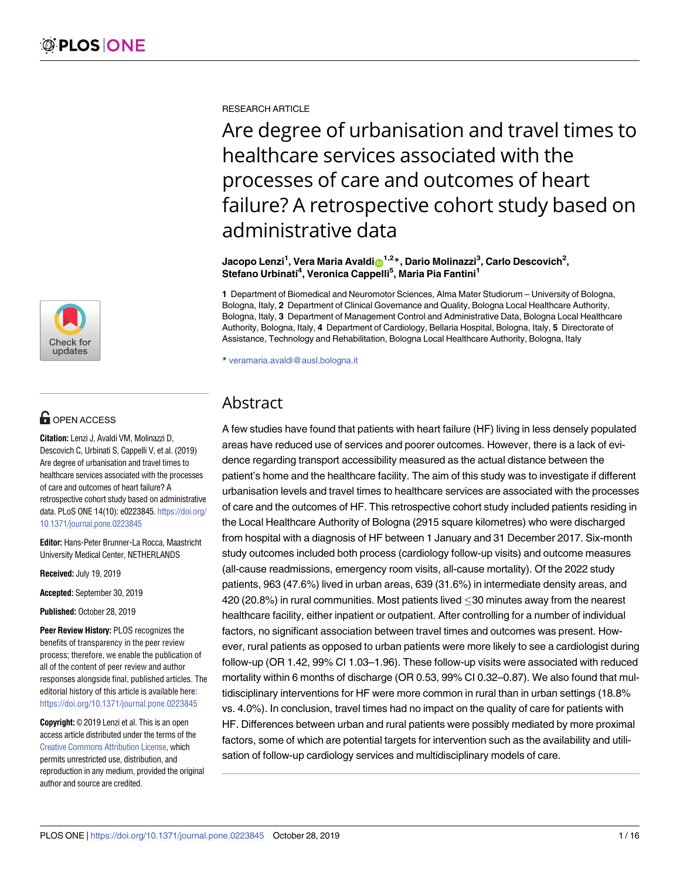RESEARCH ARTICLE

# Are degree of urbanisation and travel times to healthcare services associated with the processes of care and outcomes of heart failure? A retrospective cohort study based on administrative data

**Jacopo Lenzi[1], Vera Maria Avaldi[1,2]*, Dario Molinazzi[3], Carlo Descovich[2], Stefano Urbinati[4], Veronica Cappelli[5], Maria Pia Fantini[1]**

**1** Department of Biomedical and Neuromotor Sciences, Alma Mater Studiorum – University of Bologna, Bologna, Italy, **2** Department of Clinical Governance and Quality, Bologna Local Healthcare Authority, Bologna, Italy, **3** Department of Management Control and Administrative Data, Bologna Local Healthcare Authority, Bologna, Italy, **4** Department of Cardiology, Bellaria Hospital, Bologna, Italy, **5** Directorate of Assistance, Technology and Rehabilitation, Bologna Local Healthcare Authority, Bologna, Italy

* veramaria.avaldi@ausl.bologna.it

OPEN ACCESS

**Citation:** Lenzi J, Avaldi VM, Molinazzi D, Descovich C, Urbinati S, Cappelli V, et al. (2019) Are degree of urbanisation and travel times to healthcare services associated with the processes of care and outcomes of heart failure? A retrospective cohort study based on administrative data. PLoS ONE 14(10): e0223845. https://doi.org/10.1371/journal.pone.0223845

**Editor:** Hans-Peter Brunner-La Rocca, Maastricht University Medical Center, NETHERLANDS

**Received:** July 19, 2019

**Accepted:** September 30, 2019

**Published:** October 28, 2019

**Peer Review History:** PLOS recognizes the benefits of transparency in the peer review process; therefore, we enable the publication of all of the content of peer review and author responses alongside final, published articles. The editorial history of this article is available here: https://doi.org/10.1371/journal.pone.0223845

**Copyright:** © 2019 Lenzi et al. This is an open access article distributed under the terms of the Creative Commons Attribution License, which permits unrestricted use, distribution, and reproduction in any medium, provided the original author and source are credited.

## Abstract

A few studies have found that patients with heart failure (HF) living in less densely populated areas have reduced use of services and poorer outcomes. However, there is a lack of evidence regarding transport accessibility measured as the actual distance between the patient's home and the healthcare facility. The aim of this study was to investigate if different urbanisation levels and travel times to healthcare services are associated with the processes of care and the outcomes of HF. This retrospective cohort study included patients residing in the Local Healthcare Authority of Bologna (2915 square kilometres) who were discharged from hospital with a diagnosis of HF between 1 January and 31 December 2017. Six-month study outcomes included both process (cardiology follow-up visits) and outcome measures (all-cause readmissions, emergency room visits, all-cause mortality). Of the 2022 study patients, 963 (47.6%) lived in urban areas, 639 (31.6%) in intermediate density areas, and 420 (20.8%) in rural communities. Most patients lived ≤30 minutes away from the nearest healthcare facility, either inpatient or outpatient. After controlling for a number of individual factors, no significant association between travel times and outcomes was present. However, rural patients as opposed to urban patients were more likely to see a cardiologist during follow-up (OR 1.42, 99% CI 1.03–1.96). These follow-up visits were associated with reduced mortality within 6 months of discharge (OR 0.53, 99% CI 0.32–0.87). We also found that multidisciplinary interventions for HF were more common in rural than in urban settings (18.8% vs. 4.0%). In conclusion, travel times had no impact on the quality of care for patients with HF. Differences between urban and rural patients were possibly mediated by more proximal factors, some of which are potential targets for intervention such as the availability and utilisation of follow-up cardiology services and multidisciplinary models of care.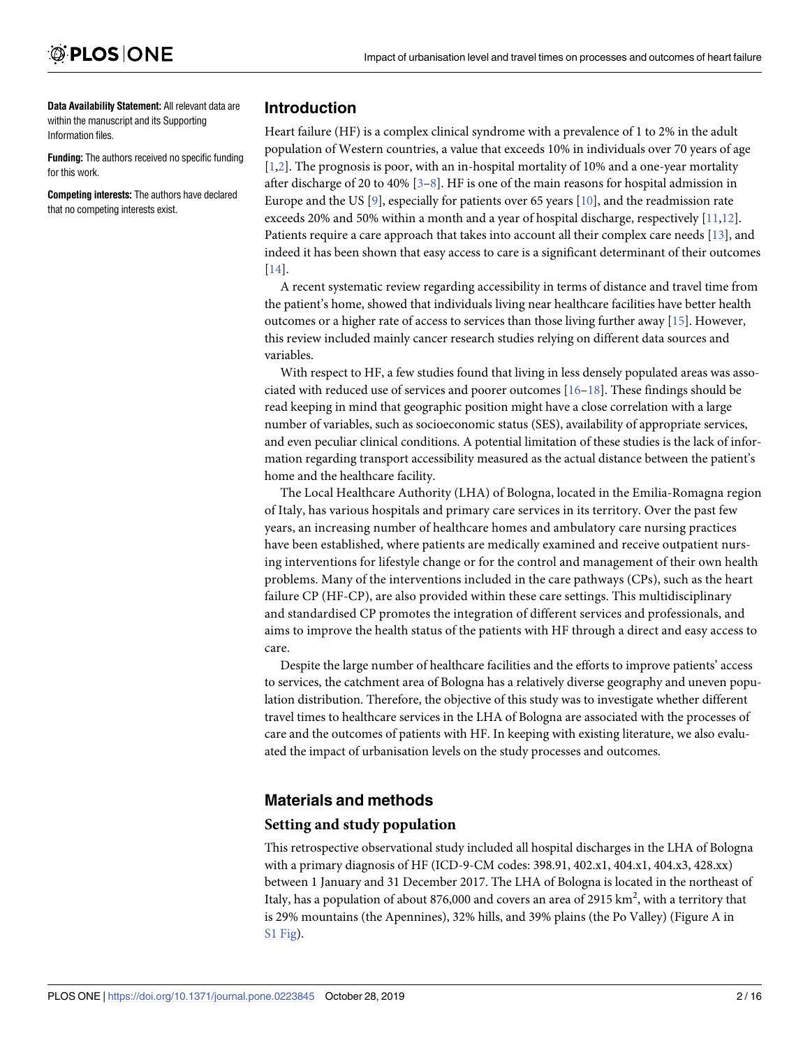**Data Availability Statement:** All relevant data are within the manuscript and its Supporting Information files.

**Funding:** The authors received no specific funding for this work.

**Competing interests:** The authors have declared that no competing interests exist.

## Introduction

Heart failure (HF) is a complex clinical syndrome with a prevalence of 1 to 2% in the adult population of Western countries, a value that exceeds 10% in individuals over 70 years of age [1,2]. The prognosis is poor, with an in-hospital mortality of 10% and a one-year mortality after discharge of 20 to 40% [3–8]. HF is one of the main reasons for hospital admission in Europe and the US [9], especially for patients over 65 years [10], and the readmission rate exceeds 20% and 50% within a month and a year of hospital discharge, respectively [11,12]. Patients require a care approach that takes into account all their complex care needs [13], and indeed it has been shown that easy access to care is a significant determinant of their outcomes [14].

A recent systematic review regarding accessibility in terms of distance and travel time from the patient's home, showed that individuals living near healthcare facilities have better health outcomes or a higher rate of access to services than those living further away [15]. However, this review included mainly cancer research studies relying on different data sources and variables.

With respect to HF, a few studies found that living in less densely populated areas was associated with reduced use of services and poorer outcomes [16–18]. These findings should be read keeping in mind that geographic position might have a close correlation with a large number of variables, such as socioeconomic status (SES), availability of appropriate services, and even peculiar clinical conditions. A potential limitation of these studies is the lack of information regarding transport accessibility measured as the actual distance between the patient's home and the healthcare facility.

The Local Healthcare Authority (LHA) of Bologna, located in the Emilia-Romagna region of Italy, has various hospitals and primary care services in its territory. Over the past few years, an increasing number of healthcare homes and ambulatory care nursing practices have been established, where patients are medically examined and receive outpatient nursing interventions for lifestyle change or for the control and management of their own health problems. Many of the interventions included in the care pathways (CPs), such as the heart failure CP (HF-CP), are also provided within these care settings. This multidisciplinary and standardised CP promotes the integration of different services and professionals, and aims to improve the health status of the patients with HF through a direct and easy access to care.

Despite the large number of healthcare facilities and the efforts to improve patients' access to services, the catchment area of Bologna has a relatively diverse geography and uneven population distribution. Therefore, the objective of this study was to investigate whether different travel times to healthcare services in the LHA of Bologna are associated with the processes of care and the outcomes of patients with HF. In keeping with existing literature, we also evaluated the impact of urbanisation levels on the study processes and outcomes.

## Materials and methods

### Setting and study population

This retrospective observational study included all hospital discharges in the LHA of Bologna with a primary diagnosis of HF (ICD-9-CM codes: 398.91, 402.x1, 404.x1, 404.x3, 428.xx) between 1 January and 31 December 2017. The LHA of Bologna is located in the northeast of Italy, has a population of about 876,000 and covers an area of 2915 $km^2$, with a territory that is 29% mountains (the Apennines), 32% hills, and 39% plains (the Po Valley) (Figure A in S1 Fig).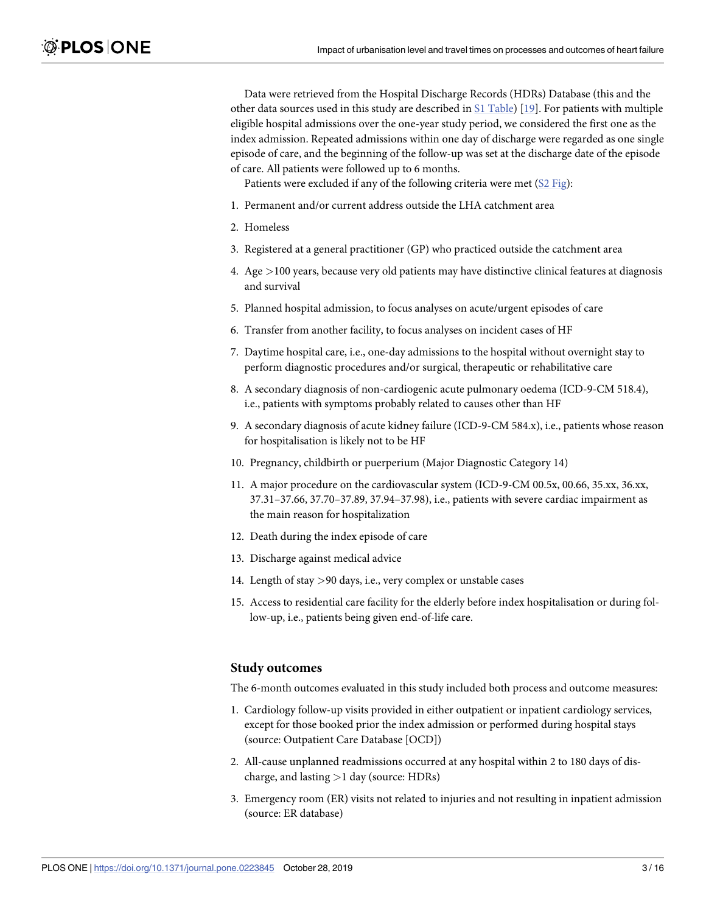Data were retrieved from the Hospital Discharge Records (HDRs) Database (this and the other data sources used in this study are described in S1 Table) [19]. For patients with multiple eligible hospital admissions over the one-year study period, we considered the first one as the index admission. Repeated admissions within one day of discharge were regarded as one single episode of care, and the beginning of the follow-up was set at the discharge date of the episode of care. All patients were followed up to 6 months.

Patients were excluded if any of the following criteria were met (S2 Fig):

1. Permanent and/or current address outside the LHA catchment area
2. Homeless
3. Registered at a general practitioner (GP) who practiced outside the catchment area
4. Age >100 years, because very old patients may have distinctive clinical features at diagnosis and survival
5. Planned hospital admission, to focus analyses on acute/urgent episodes of care
6. Transfer from another facility, to focus analyses on incident cases of HF
7. Daytime hospital care, i.e., one-day admissions to the hospital without overnight stay to perform diagnostic procedures and/or surgical, therapeutic or rehabilitative care
8. A secondary diagnosis of non-cardiogenic acute pulmonary oedema (ICD-9-CM 518.4), i.e., patients with symptoms probably related to causes other than HF
9. A secondary diagnosis of acute kidney failure (ICD-9-CM 584.x), i.e., patients whose reason for hospitalisation is likely not to be HF
10. Pregnancy, childbirth or puerperium (Major Diagnostic Category 14)
11. A major procedure on the cardiovascular system (ICD-9-CM 00.5x, 00.66, 35.xx, 36.xx, 37.31–37.66, 37.70–37.89, 37.94–37.98), i.e., patients with severe cardiac impairment as the main reason for hospitalization
12. Death during the index episode of care
13. Discharge against medical advice
14. Length of stay >90 days, i.e., very complex or unstable cases
15. Access to residential care facility for the elderly before index hospitalisation or during follow-up, i.e., patients being given end-of-life care.

## Study outcomes

The 6-month outcomes evaluated in this study included both process and outcome measures:

1. Cardiology follow-up visits provided in either outpatient or inpatient cardiology services, except for those booked prior the index admission or performed during hospital stays (source: Outpatient Care Database [OCD])
2. All-cause unplanned readmissions occurred at any hospital within 2 to 180 days of discharge, and lasting >1 day (source: HDRs)
3. Emergency room (ER) visits not related to injuries and not resulting in inpatient admission (source: ER database)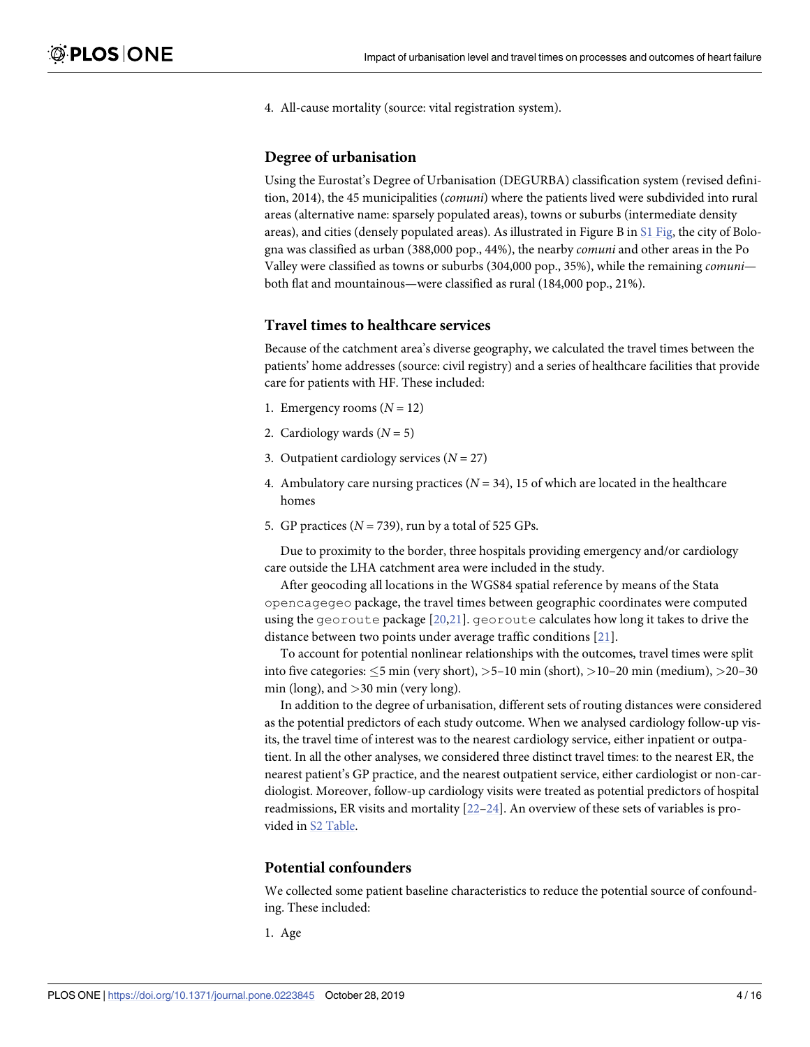4. All-cause mortality (source: vital registration system).

## Degree of urbanisation

Using the Eurostat's Degree of Urbanisation (DEGURBA) classification system (revised definition, 2014), the 45 municipalities (*comuni*) where the patients lived were subdivided into rural areas (alternative name: sparsely populated areas), towns or suburbs (intermediate density areas), and cities (densely populated areas). As illustrated in Figure B in S1 Fig, the city of Bologna was classified as urban (388,000 pop., 44%), the nearby *comuni* and other areas in the Po Valley were classified as towns or suburbs (304,000 pop., 35%), while the remaining *comuni*—both flat and mountainous—were classified as rural (184,000 pop., 21%).

## Travel times to healthcare services

Because of the catchment area's diverse geography, we calculated the travel times between the patients' home addresses (source: civil registry) and a series of healthcare facilities that provide care for patients with HF. These included:

1. Emergency rooms ($N = 12$)
2. Cardiology wards ($N = 5$)
3. Outpatient cardiology services ($N = 27$)
4. Ambulatory care nursing practices ($N = 34$), 15 of which are located in the healthcare homes
5. GP practices ($N = 739$), run by a total of 525 GPs.

Due to proximity to the border, three hospitals providing emergency and/or cardiology care outside the LHA catchment area were included in the study.

After geocoding all locations in the WGS84 spatial reference by means of the Stata `opencagegeo` package, the travel times between geographic coordinates were computed using the `georoute` package [20,21]. `georoute` calculates how long it takes to drive the distance between two points under average traffic conditions [21].

To account for potential nonlinear relationships with the outcomes, travel times were split into five categories: $\leq$5 min (very short), >5–10 min (short), >10–20 min (medium), >20–30 min (long), and >30 min (very long).

In addition to the degree of urbanisation, different sets of routing distances were considered as the potential predictors of each study outcome. When we analysed cardiology follow-up visits, the travel time of interest was to the nearest cardiology service, either inpatient or outpatient. In all the other analyses, we considered three distinct travel times: to the nearest ER, the nearest patient's GP practice, and the nearest outpatient service, either cardiologist or non-cardiologist. Moreover, follow-up cardiology visits were treated as potential predictors of hospital readmissions, ER visits and mortality [22–24]. An overview of these sets of variables is provided in S2 Table.

## Potential confounders

We collected some patient baseline characteristics to reduce the potential source of confounding. These included:

1. Age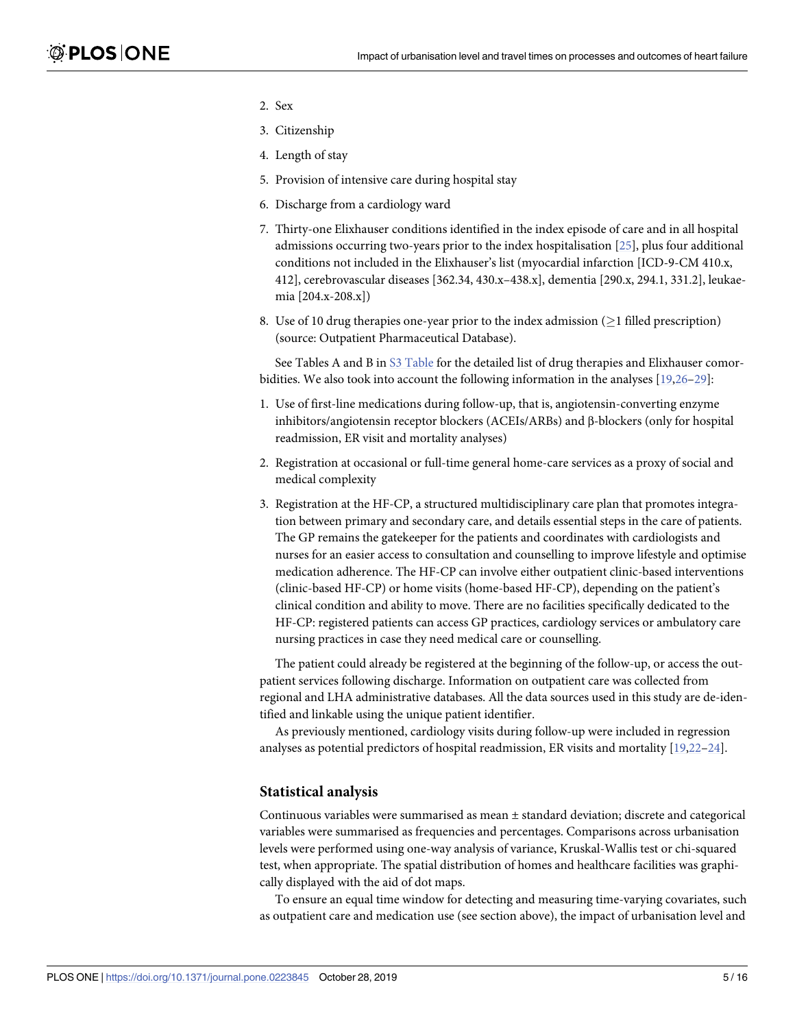2. Sex
3. Citizenship
4. Length of stay
5. Provision of intensive care during hospital stay
6. Discharge from a cardiology ward
7. Thirty-one Elixhauser conditions identified in the index episode of care and in all hospital admissions occurring two-years prior to the index hospitalisation [25], plus four additional conditions not included in the Elixhauser's list (myocardial infarction [ICD-9-CM 410.x, 412], cerebrovascular diseases [362.34, 430.x–438.x], dementia [290.x, 294.1, 331.2], leukaemia [204.x-208.x])
8. Use of 10 drug therapies one-year prior to the index admission ($\geq$1 filled prescription) (source: Outpatient Pharmaceutical Database).

See Tables A and B in S3 Table for the detailed list of drug therapies and Elixhauser comorbidities. We also took into account the following information in the analyses [19,26–29]:

1. Use of first-line medications during follow-up, that is, angiotensin-converting enzyme inhibitors/angiotensin receptor blockers (ACEIs/ARBs) and β-blockers (only for hospital readmission, ER visit and mortality analyses)
2. Registration at occasional or full-time general home-care services as a proxy of social and medical complexity
3. Registration at the HF-CP, a structured multidisciplinary care plan that promotes integration between primary and secondary care, and details essential steps in the care of patients. The GP remains the gatekeeper for the patients and coordinates with cardiologists and nurses for an easier access to consultation and counselling to improve lifestyle and optimise medication adherence. The HF-CP can involve either outpatient clinic-based interventions (clinic-based HF-CP) or home visits (home-based HF-CP), depending on the patient's clinical condition and ability to move. There are no facilities specifically dedicated to the HF-CP: registered patients can access GP practices, cardiology services or ambulatory care nursing practices in case they need medical care or counselling.

The patient could already be registered at the beginning of the follow-up, or access the outpatient services following discharge. Information on outpatient care was collected from regional and LHA administrative databases. All the data sources used in this study are de-identified and linkable using the unique patient identifier.

As previously mentioned, cardiology visits during follow-up were included in regression analyses as potential predictors of hospital readmission, ER visits and mortality [19,22–24].

### Statistical analysis

Continuous variables were summarised as mean ± standard deviation; discrete and categorical variables were summarised as frequencies and percentages. Comparisons across urbanisation levels were performed using one-way analysis of variance, Kruskal-Wallis test or chi-squared test, when appropriate. The spatial distribution of homes and healthcare facilities was graphically displayed with the aid of dot maps.

To ensure an equal time window for detecting and measuring time-varying covariates, such as outpatient care and medication use (see section above), the impact of urbanisation level and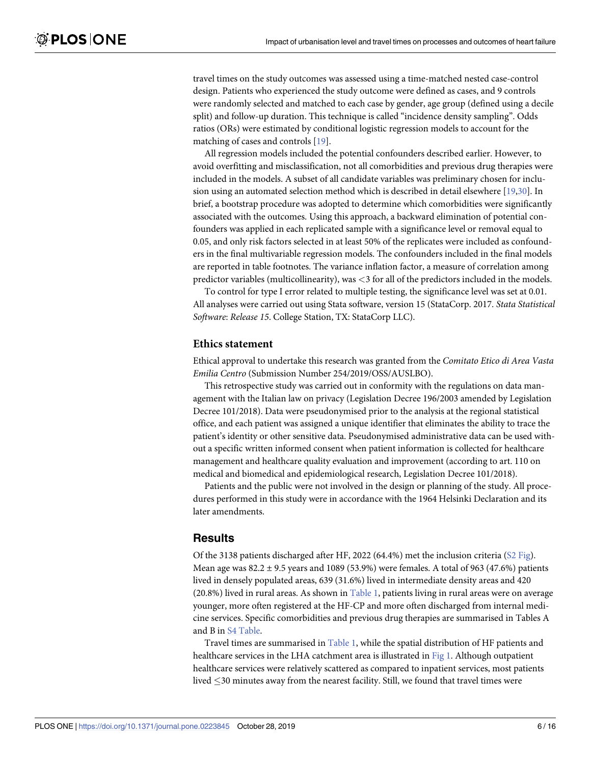travel times on the study outcomes was assessed using a time-matched nested case-control design. Patients who experienced the study outcome were defined as cases, and 9 controls were randomly selected and matched to each case by gender, age group (defined using a decile split) and follow-up duration. This technique is called "incidence density sampling". Odds ratios (ORs) were estimated by conditional logistic regression models to account for the matching of cases and controls [19].

All regression models included the potential confounders described earlier. However, to avoid overfitting and misclassification, not all comorbidities and previous drug therapies were included in the models. A subset of all candidate variables was preliminary chosen for inclusion using an automated selection method which is described in detail elsewhere [19,30]. In brief, a bootstrap procedure was adopted to determine which comorbidities were significantly associated with the outcomes. Using this approach, a backward elimination of potential confounders was applied in each replicated sample with a significance level or removal equal to 0.05, and only risk factors selected in at least 50% of the replicates were included as confounders in the final multivariable regression models. The confounders included in the final models are reported in table footnotes. The variance inflation factor, a measure of correlation among predictor variables (multicollinearity), was <3 for all of the predictors included in the models.

To control for type I error related to multiple testing, the significance level was set at 0.01. All analyses were carried out using Stata software, version 15 (StataCorp. 2017. *Stata Statistical Software*: *Release 15*. College Station, TX: StataCorp LLC).

### Ethics statement

Ethical approval to undertake this research was granted from the *Comitato Etico di Area Vasta Emilia Centro* (Submission Number 254/2019/OSS/AUSLBO).

This retrospective study was carried out in conformity with the regulations on data management with the Italian law on privacy (Legislation Decree 196/2003 amended by Legislation Decree 101/2018). Data were pseudonymised prior to the analysis at the regional statistical office, and each patient was assigned a unique identifier that eliminates the ability to trace the patient's identity or other sensitive data. Pseudonymised administrative data can be used without a specific written informed consent when patient information is collected for healthcare management and healthcare quality evaluation and improvement (according to art. 110 on medical and biomedical and epidemiological research, Legislation Decree 101/2018).

Patients and the public were not involved in the design or planning of the study. All procedures performed in this study were in accordance with the 1964 Helsinki Declaration and its later amendments.

## Results

Of the 3138 patients discharged after HF, 2022 (64.4%) met the inclusion criteria (S2 Fig). Mean age was 82.2 ± 9.5 years and 1089 (53.9%) were females. A total of 963 (47.6%) patients lived in densely populated areas, 639 (31.6%) lived in intermediate density areas and 420 (20.8%) lived in rural areas. As shown in Table 1, patients living in rural areas were on average younger, more often registered at the HF-CP and more often discharged from internal medicine services. Specific comorbidities and previous drug therapies are summarised in Tables A and B in S4 Table.

Travel times are summarised in Table 1, while the spatial distribution of HF patients and healthcare services in the LHA catchment area is illustrated in Fig 1. Although outpatient healthcare services were relatively scattered as compared to inpatient services, most patients lived ≤30 minutes away from the nearest facility. Still, we found that travel times were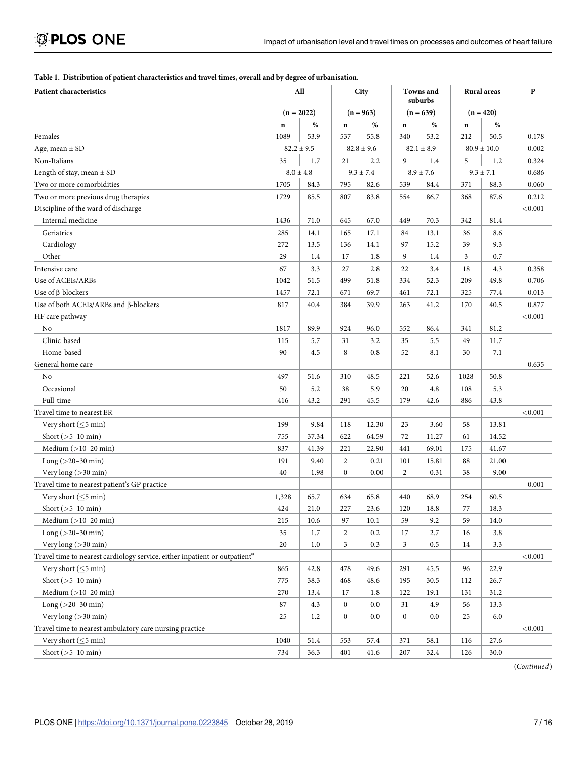**Table 1. Distribution of patient characteristics and travel times, overall and by degree of urbanisation.**

| Patient characteristics | All | | City | | Towns and suburbs | | Rural areas | | P |
|---|---|---|---|---|---|---|---|---|---|
| | (n = 2022) | | (n = 963) | | (n = 639) | | (n = 420) | | |
| | n | % | n | % | n | % | n | % | |
| Females | 1089 | 53.9 | 537 | 55.8 | 340 | 53.2 | 212 | 50.5 | 0.178 |
| Age, mean ± SD | 82.2 ± 9.5 | | 82.8 ± 9.6 | | 82.1 ± 8.9 | | 80.9 ± 10.0 | | 0.002 |
| Non-Italians | 35 | 1.7 | 21 | 2.2 | 9 | 1.4 | 5 | 1.2 | 0.324 |
| Length of stay, mean ± SD | 8.0 ± 4.8 | | 9.3 ± 7.4 | | 8.9 ± 7.6 | | 9.3 ± 7.1 | | 0.686 |
| Two or more comorbidities | 1705 | 84.3 | 795 | 82.6 | 539 | 84.4 | 371 | 88.3 | 0.060 |
| Two or more previous drug therapies | 1729 | 85.5 | 807 | 83.8 | 554 | 86.7 | 368 | 87.6 | 0.212 |
| Discipline of the ward of discharge | | | | | | | | | <0.001 |
| Internal medicine | 1436 | 71.0 | 645 | 67.0 | 449 | 70.3 | 342 | 81.4 | |
| Geriatrics | 285 | 14.1 | 165 | 17.1 | 84 | 13.1 | 36 | 8.6 | |
| Cardiology | 272 | 13.5 | 136 | 14.1 | 97 | 15.2 | 39 | 9.3 | |
| Other | 29 | 1.4 | 17 | 1.8 | 9 | 1.4 | 3 | 0.7 | |
| Intensive care | 67 | 3.3 | 27 | 2.8 | 22 | 3.4 | 18 | 4.3 | 0.358 |
| Use of ACEIs/ARBs | 1042 | 51.5 | 499 | 51.8 | 334 | 52.3 | 209 | 49.8 | 0.706 |
| Use of β-blockers | 1457 | 72.1 | 671 | 69.7 | 461 | 72.1 | 325 | 77.4 | 0.013 |
| Use of both ACEIs/ARBs and β-blockers | 817 | 40.4 | 384 | 39.9 | 263 | 41.2 | 170 | 40.5 | 0.877 |
| HF care pathway | | | | | | | | | <0.001 |
| No | 1817 | 89.9 | 924 | 96.0 | 552 | 86.4 | 341 | 81.2 | |
| Clinic-based | 115 | 5.7 | 31 | 3.2 | 35 | 5.5 | 49 | 11.7 | |
| Home-based | 90 | 4.5 | 8 | 0.8 | 52 | 8.1 | 30 | 7.1 | |
| General home care | | | | | | | | | 0.635 |
| No | 497 | 51.6 | 310 | 48.5 | 221 | 52.6 | 1028 | 50.8 | |
| Occasional | 50 | 5.2 | 38 | 5.9 | 20 | 4.8 | 108 | 5.3 | |
| Full-time | 416 | 43.2 | 291 | 45.5 | 179 | 42.6 | 886 | 43.8 | |
| Travel time to nearest ER | | | | | | | | | <0.001 |
| Very short (≤5 min) | 199 | 9.84 | 118 | 12.30 | 23 | 3.60 | 58 | 13.81 | |
| Short (>5–10 min) | 755 | 37.34 | 622 | 64.59 | 72 | 11.27 | 61 | 14.52 | |
| Medium (>10–20 min) | 837 | 41.39 | 221 | 22.90 | 441 | 69.01 | 175 | 41.67 | |
| Long (>20–30 min) | 191 | 9.40 | 2 | 0.21 | 101 | 15.81 | 88 | 21.00 | |
| Very long (>30 min) | 40 | 1.98 | 0 | 0.00 | 2 | 0.31 | 38 | 9.00 | |
| Travel time to nearest patient's GP practice | | | | | | | | | 0.001 |
| Very short (≤5 min) | 1,328 | 65.7 | 634 | 65.8 | 440 | 68.9 | 254 | 60.5 | |
| Short (>5–10 min) | 424 | 21.0 | 227 | 23.6 | 120 | 18.8 | 77 | 18.3 | |
| Medium (>10–20 min) | 215 | 10.6 | 97 | 10.1 | 59 | 9.2 | 59 | 14.0 | |
| Long (>20–30 min) | 35 | 1.7 | 2 | 0.2 | 17 | 2.7 | 16 | 3.8 | |
| Very long (>30 min) | 20 | 1.0 | 3 | 0.3 | 3 | 0.5 | 14 | 3.3 | |
| Travel time to nearest cardiology service, either inpatient or outpatient[a] | | | | | | | | | <0.001 |
| Very short (≤5 min) | 865 | 42.8 | 478 | 49.6 | 291 | 45.5 | 96 | 22.9 | |
| Short (>5–10 min) | 775 | 38.3 | 468 | 48.6 | 195 | 30.5 | 112 | 26.7 | |
| Medium (>10–20 min) | 270 | 13.4 | 17 | 1.8 | 122 | 19.1 | 131 | 31.2 | |
| Long (>20–30 min) | 87 | 4.3 | 0 | 0.0 | 31 | 4.9 | 56 | 13.3 | |
| Very long (>30 min) | 25 | 1.2 | 0 | 0.0 | 0 | 0.0 | 25 | 6.0 | |
| Travel time to nearest ambulatory care nursing practice | | | | | | | | | <0.001 |
| Very short (≤5 min) | 1040 | 51.4 | 553 | 57.4 | 371 | 58.1 | 116 | 27.6 | |
| Short (>5–10 min) | 734 | 36.3 | 401 | 41.6 | 207 | 32.4 | 126 | 30.0 | |

(*Continued*)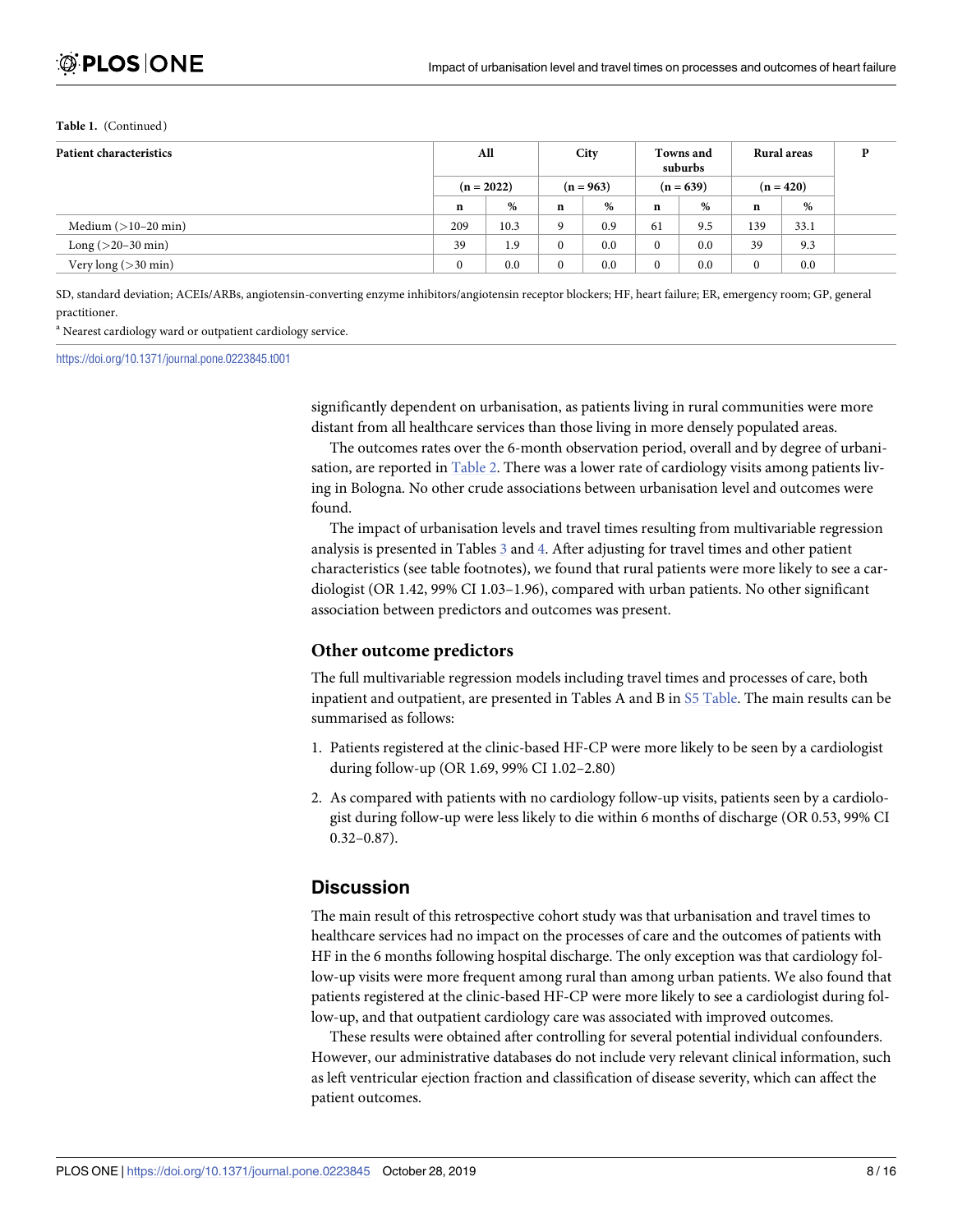**Table 1.** (Continued)

| Patient characteristics | All | | City | | Towns and suburbs | | Rural areas | | P |
|---|---|---|---|---|---|---|---|---|---|
| | (n = 2022) | | (n = 963) | | (n = 639) | | (n = 420) | | |
| | n | % | n | % | n | % | n | % | |
| Medium (>10–20 min) | 209 | 10.3 | 9 | 0.9 | 61 | 9.5 | 139 | 33.1 | |
| Long (>20–30 min) | 39 | 1.9 | 0 | 0.0 | 0 | 0.0 | 39 | 9.3 | |
| Very long (>30 min) | 0 | 0.0 | 0 | 0.0 | 0 | 0.0 | 0 | 0.0 | |

SD, standard deviation; ACEIs/ARBs, angiotensin-converting enzyme inhibitors/angiotensin receptor blockers; HF, heart failure; ER, emergency room; GP, general practitioner.

[a] Nearest cardiology ward or outpatient cardiology service.

https://doi.org/10.1371/journal.pone.0223845.t001

significantly dependent on urbanisation, as patients living in rural communities were more distant from all healthcare services than those living in more densely populated areas.

The outcomes rates over the 6-month observation period, overall and by degree of urbanisation, are reported in Table 2. There was a lower rate of cardiology visits among patients living in Bologna. No other crude associations between urbanisation level and outcomes were found.

The impact of urbanisation levels and travel times resulting from multivariable regression analysis is presented in Tables 3 and 4. After adjusting for travel times and other patient characteristics (see table footnotes), we found that rural patients were more likely to see a cardiologist (OR 1.42, 99% CI 1.03–1.96), compared with urban patients. No other significant association between predictors and outcomes was present.

### Other outcome predictors

The full multivariable regression models including travel times and processes of care, both inpatient and outpatient, are presented in Tables A and B in S5 Table. The main results can be summarised as follows:

1. Patients registered at the clinic-based HF-CP were more likely to be seen by a cardiologist during follow-up (OR 1.69, 99% CI 1.02–2.80)
2. As compared with patients with no cardiology follow-up visits, patients seen by a cardiologist during follow-up were less likely to die within 6 months of discharge (OR 0.53, 99% CI 0.32–0.87).

## Discussion

The main result of this retrospective cohort study was that urbanisation and travel times to healthcare services had no impact on the processes of care and the outcomes of patients with HF in the 6 months following hospital discharge. The only exception was that cardiology follow-up visits were more frequent among rural than among urban patients. We also found that patients registered at the clinic-based HF-CP were more likely to see a cardiologist during follow-up, and that outpatient cardiology care was associated with improved outcomes.

These results were obtained after controlling for several potential individual confounders. However, our administrative databases do not include very relevant clinical information, such as left ventricular ejection fraction and classification of disease severity, which can affect the patient outcomes.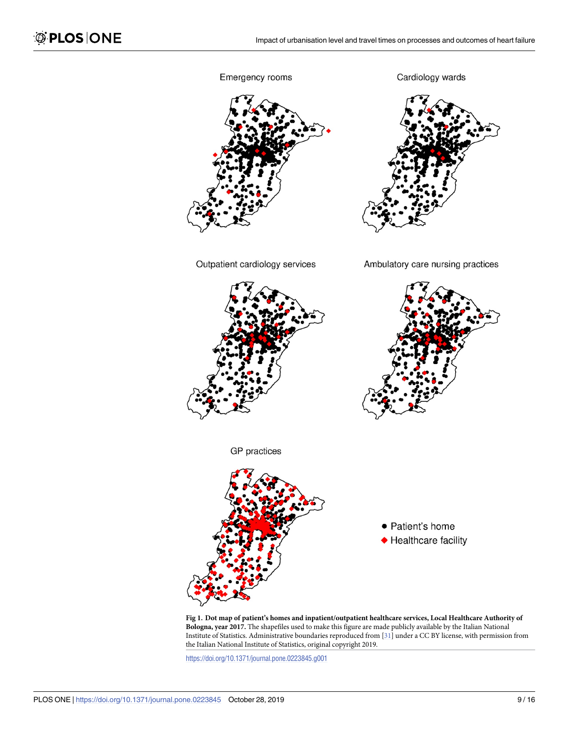**Fig 1. Dot map of patient's homes and inpatient/outpatient healthcare services, Local Healthcare Authority of Bologna, year 2017.** The shapefiles used to make this figure are made publicly available by the Italian National Institute of Statistics. Administrative boundaries reproduced from [31] under a CC BY license, with permission from the Italian National Institute of Statistics, original copyright 2019.

https://doi.org/10.1371/journal.pone.0223845.g001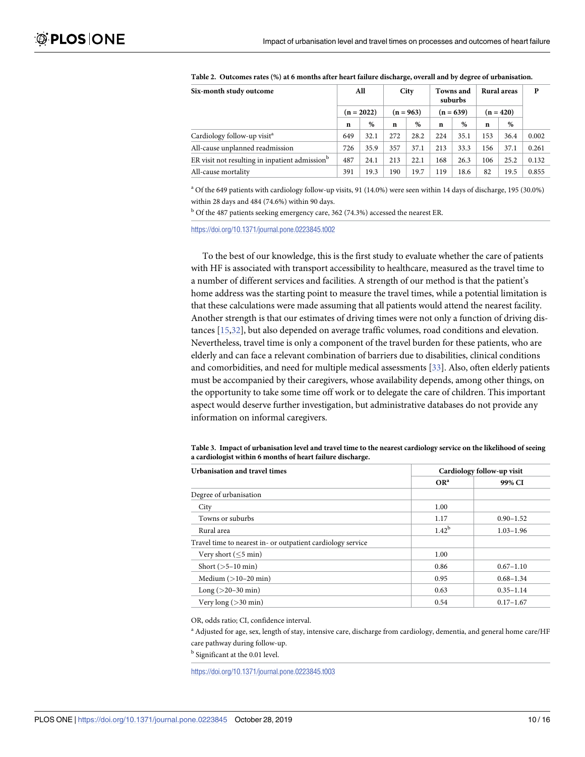**Table 2. Outcomes rates (%) at 6 months after heart failure discharge, overall and by degree of urbanisation.**

| Six-month study outcome | All | | City | | Towns and suburbs | | Rural areas | | P |
|---|---|---|---|---|---|---|---|---|---|
| | (n = 2022) | | (n = 963) | | (n = 639) | | (n = 420) | | |
| | n | % | n | % | n | % | n | % | |
| Cardiology follow-up visit[a] | 649 | 32.1 | 272 | 28.2 | 224 | 35.1 | 153 | 36.4 | 0.002 |
| All-cause unplanned readmission | 726 | 35.9 | 357 | 37.1 | 213 | 33.3 | 156 | 37.1 | 0.261 |
| ER visit not resulting in inpatient admission[b] | 487 | 24.1 | 213 | 22.1 | 168 | 26.3 | 106 | 25.2 | 0.132 |
| All-cause mortality | 391 | 19.3 | 190 | 19.7 | 119 | 18.6 | 82 | 19.5 | 0.855 |

[a] Of the 649 patients with cardiology follow-up visits, 91 (14.0%) were seen within 14 days of discharge, 195 (30.0%) within 28 days and 484 (74.6%) within 90 days.

[b] Of the 487 patients seeking emergency care, 362 (74.3%) accessed the nearest ER.

https://doi.org/10.1371/journal.pone.0223845.t002

To the best of our knowledge, this is the first study to evaluate whether the care of patients with HF is associated with transport accessibility to healthcare, measured as the travel time to a number of different services and facilities. A strength of our method is that the patient's home address was the starting point to measure the travel times, while a potential limitation is that these calculations were made assuming that all patients would attend the nearest facility. Another strength is that our estimates of driving times were not only a function of driving distances [15,32], but also depended on average traffic volumes, road conditions and elevation. Nevertheless, travel time is only a component of the travel burden for these patients, who are elderly and can face a relevant combination of barriers due to disabilities, clinical conditions and comorbidities, and need for multiple medical assessments [33]. Also, often elderly patients must be accompanied by their caregivers, whose availability depends, among other things, on the opportunity to take some time off work or to delegate the care of children. This important aspect would deserve further investigation, but administrative databases do not provide any information on informal caregivers.

**Table 3. Impact of urbanisation level and travel time to the nearest cardiology service on the likelihood of seeing a cardiologist within 6 months of heart failure discharge.**

| Urbanisation and travel times | Cardiology follow-up visit | |
|---|---|---|
| | OR[a] | 99% CI |
| Degree of urbanisation | | |
| City | 1.00 | |
| Towns or suburbs | 1.17 | 0.90–1.52 |
| Rural area | 1.42[b] | 1.03–1.96 |
| Travel time to nearest in- or outpatient cardiology service | | |
| Very short (≤5 min) | 1.00 | |
| Short (>5–10 min) | 0.86 | 0.67–1.10 |
| Medium (>10–20 min) | 0.95 | 0.68–1.34 |
| Long (>20–30 min) | 0.63 | 0.35–1.14 |
| Very long (>30 min) | 0.54 | 0.17–1.67 |

OR, odds ratio; CI, confidence interval.

[a] Adjusted for age, sex, length of stay, intensive care, discharge from cardiology, dementia, and general home care/HF care pathway during follow-up.

[b] Significant at the 0.01 level.

https://doi.org/10.1371/journal.pone.0223845.t003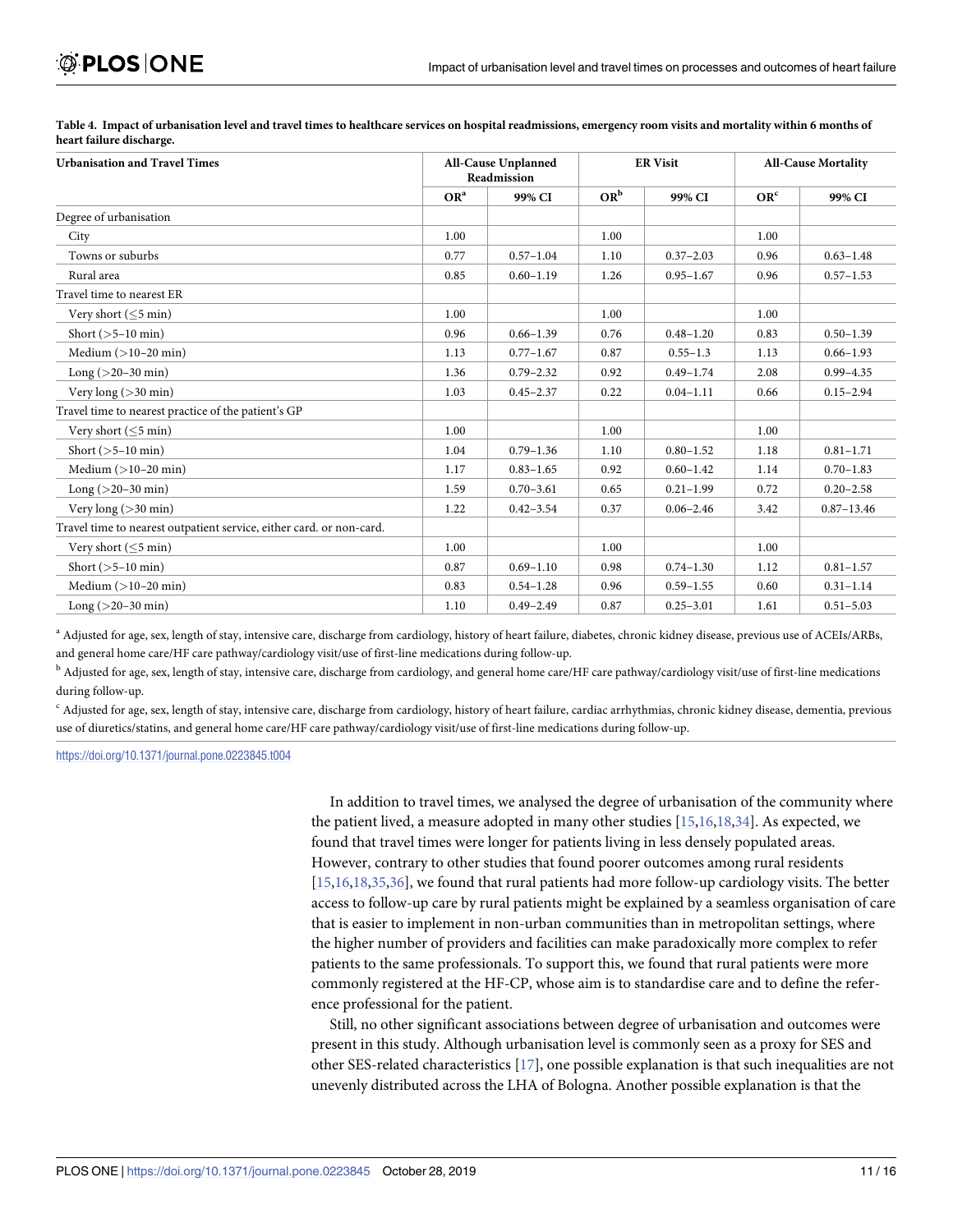**Table 4. Impact of urbanisation level and travel times to healthcare services on hospital readmissions, emergency room visits and mortality within 6 months of heart failure discharge.**

| Urbanisation and Travel Times | All-Cause Unplanned Readmission | | ER Visit | | All-Cause Mortality | |
|---|---|---|---|---|---|---|
| | OR[a] | 99% CI | OR[b] | 99% CI | OR[c] | 99% CI |
| Degree of urbanisation | | | | | | |
| City | 1.00 | | 1.00 | | 1.00 | |
| Towns or suburbs | 0.77 | 0.57–1.04 | 1.10 | 0.37–2.03 | 0.96 | 0.63–1.48 |
| Rural area | 0.85 | 0.60–1.19 | 1.26 | 0.95–1.67 | 0.96 | 0.57–1.53 |
| Travel time to nearest ER | | | | | | |
| Very short (≤5 min) | 1.00 | | 1.00 | | 1.00 | |
| Short (>5–10 min) | 0.96 | 0.66–1.39 | 0.76 | 0.48–1.20 | 0.83 | 0.50–1.39 |
| Medium (>10–20 min) | 1.13 | 0.77–1.67 | 0.87 | 0.55–1.3 | 1.13 | 0.66–1.93 |
| Long (>20–30 min) | 1.36 | 0.79–2.32 | 0.92 | 0.49–1.74 | 2.08 | 0.99–4.35 |
| Very long (>30 min) | 1.03 | 0.45–2.37 | 0.22 | 0.04–1.11 | 0.66 | 0.15–2.94 |
| Travel time to nearest practice of the patient's GP | | | | | | |
| Very short (≤5 min) | 1.00 | | 1.00 | | 1.00 | |
| Short (>5–10 min) | 1.04 | 0.79–1.36 | 1.10 | 0.80–1.52 | 1.18 | 0.81–1.71 |
| Medium (>10–20 min) | 1.17 | 0.83–1.65 | 0.92 | 0.60–1.42 | 1.14 | 0.70–1.83 |
| Long (>20–30 min) | 1.59 | 0.70–3.61 | 0.65 | 0.21–1.99 | 0.72 | 0.20–2.58 |
| Very long (>30 min) | 1.22 | 0.42–3.54 | 0.37 | 0.06–2.46 | 3.42 | 0.87–13.46 |
| Travel time to nearest outpatient service, either card. or non-card. | | | | | | |
| Very short (≤5 min) | 1.00 | | 1.00 | | 1.00 | |
| Short (>5–10 min) | 0.87 | 0.69–1.10 | 0.98 | 0.74–1.30 | 1.12 | 0.81–1.57 |
| Medium (>10–20 min) | 0.83 | 0.54–1.28 | 0.96 | 0.59–1.55 | 0.60 | 0.31–1.14 |
| Long (>20–30 min) | 1.10 | 0.49–2.49 | 0.87 | 0.25–3.01 | 1.61 | 0.51–5.03 |

[a] Adjusted for age, sex, length of stay, intensive care, discharge from cardiology, history of heart failure, diabetes, chronic kidney disease, previous use of ACEIs/ARBs, and general home care/HF care pathway/cardiology visit/use of first-line medications during follow-up.

[b] Adjusted for age, sex, length of stay, intensive care, discharge from cardiology, and general home care/HF care pathway/cardiology visit/use of first-line medications during follow-up.

[c] Adjusted for age, sex, length of stay, intensive care, discharge from cardiology, history of heart failure, cardiac arrhythmias, chronic kidney disease, dementia, previous use of diuretics/statins, and general home care/HF care pathway/cardiology visit/use of first-line medications during follow-up.

https://doi.org/10.1371/journal.pone.0223845.t004

In addition to travel times, we analysed the degree of urbanisation of the community where the patient lived, a measure adopted in many other studies [15,16,18,34]. As expected, we found that travel times were longer for patients living in less densely populated areas. However, contrary to other studies that found poorer outcomes among rural residents [15,16,18,35,36], we found that rural patients had more follow-up cardiology visits. The better access to follow-up care by rural patients might be explained by a seamless organisation of care that is easier to implement in non-urban communities than in metropolitan settings, where the higher number of providers and facilities can make paradoxically more complex to refer patients to the same professionals. To support this, we found that rural patients were more commonly registered at the HF-CP, whose aim is to standardise care and to define the reference professional for the patient.

Still, no other significant associations between degree of urbanisation and outcomes were present in this study. Although urbanisation level is commonly seen as a proxy for SES and other SES-related characteristics [17], one possible explanation is that such inequalities are not unevenly distributed across the LHA of Bologna. Another possible explanation is that the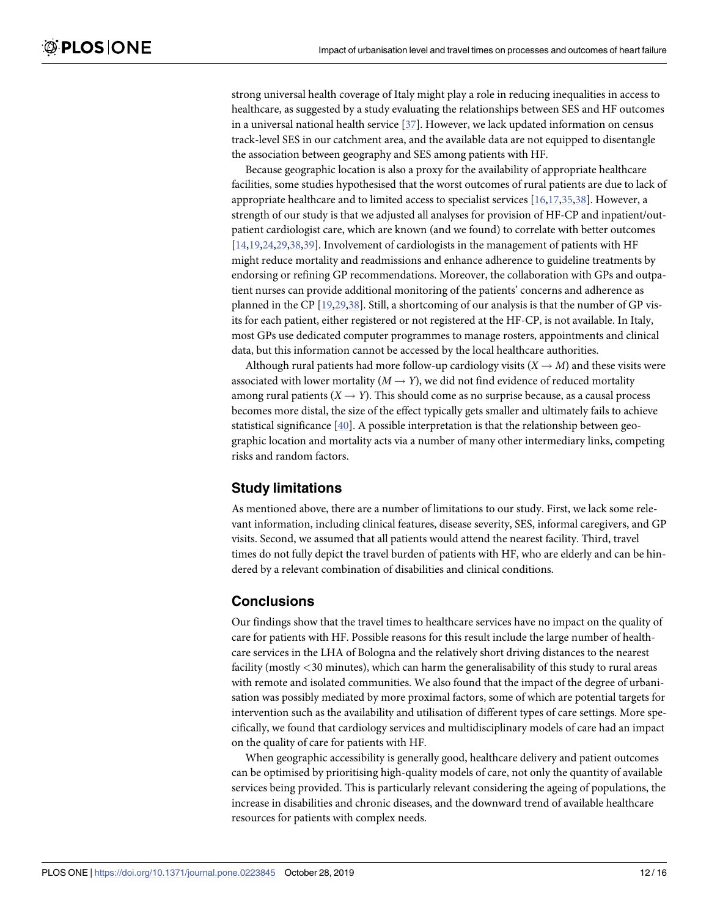strong universal health coverage of Italy might play a role in reducing inequalities in access to healthcare, as suggested by a study evaluating the relationships between SES and HF outcomes in a universal national health service [37]. However, we lack updated information on census track-level SES in our catchment area, and the available data are not equipped to disentangle the association between geography and SES among patients with HF.

Because geographic location is also a proxy for the availability of appropriate healthcare facilities, some studies hypothesised that the worst outcomes of rural patients are due to lack of appropriate healthcare and to limited access to specialist services [16,17,35,38]. However, a strength of our study is that we adjusted all analyses for provision of HF-CP and inpatient/outpatient cardiologist care, which are known (and we found) to correlate with better outcomes [14,19,24,29,38,39]. Involvement of cardiologists in the management of patients with HF might reduce mortality and readmissions and enhance adherence to guideline treatments by endorsing or refining GP recommendations. Moreover, the collaboration with GPs and outpatient nurses can provide additional monitoring of the patients' concerns and adherence as planned in the CP [19,29,38]. Still, a shortcoming of our analysis is that the number of GP visits for each patient, either registered or not registered at the HF-CP, is not available. In Italy, most GPs use dedicated computer programmes to manage rosters, appointments and clinical data, but this information cannot be accessed by the local healthcare authorities.

Although rural patients had more follow-up cardiology visits ($X \rightarrow M$) and these visits were associated with lower mortality ($M \rightarrow Y$), we did not find evidence of reduced mortality among rural patients ($X \rightarrow Y$). This should come as no surprise because, as a causal process becomes more distal, the size of the effect typically gets smaller and ultimately fails to achieve statistical significance [40]. A possible interpretation is that the relationship between geographic location and mortality acts via a number of many other intermediary links, competing risks and random factors.

## Study limitations

As mentioned above, there are a number of limitations to our study. First, we lack some relevant information, including clinical features, disease severity, SES, informal caregivers, and GP visits. Second, we assumed that all patients would attend the nearest facility. Third, travel times do not fully depict the travel burden of patients with HF, who are elderly and can be hindered by a relevant combination of disabilities and clinical conditions.

## Conclusions

Our findings show that the travel times to healthcare services have no impact on the quality of care for patients with HF. Possible reasons for this result include the large number of healthcare services in the LHA of Bologna and the relatively short driving distances to the nearest facility (mostly <30 minutes), which can harm the generalisability of this study to rural areas with remote and isolated communities. We also found that the impact of the degree of urbanisation was possibly mediated by more proximal factors, some of which are potential targets for intervention such as the availability and utilisation of different types of care settings. More specifically, we found that cardiology services and multidisciplinary models of care had an impact on the quality of care for patients with HF.

When geographic accessibility is generally good, healthcare delivery and patient outcomes can be optimised by prioritising high-quality models of care, not only the quantity of available services being provided. This is particularly relevant considering the ageing of populations, the increase in disabilities and chronic diseases, and the downward trend of available healthcare resources for patients with complex needs.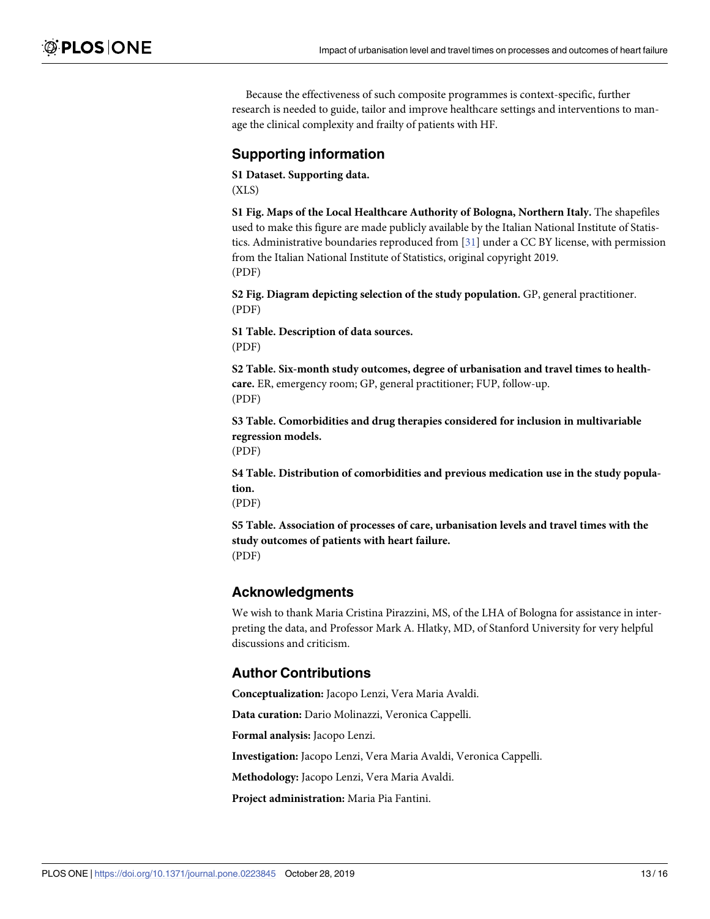Because the effectiveness of such composite programmes is context-specific, further research is needed to guide, tailor and improve healthcare settings and interventions to manage the clinical complexity and frailty of patients with HF.

## Supporting information

**S1 Dataset. Supporting data.**
(XLS)

**S1 Fig. Maps of the Local Healthcare Authority of Bologna, Northern Italy.** The shapefiles used to make this figure are made publicly available by the Italian National Institute of Statistics. Administrative boundaries reproduced from [31] under a CC BY license, with permission from the Italian National Institute of Statistics, original copyright 2019.
(PDF)

**S2 Fig. Diagram depicting selection of the study population.** GP, general practitioner.
(PDF)

**S1 Table. Description of data sources.**
(PDF)

**S2 Table. Six-month study outcomes, degree of urbanisation and travel times to healthcare.** ER, emergency room; GP, general practitioner; FUP, follow-up.
(PDF)

**S3 Table. Comorbidities and drug therapies considered for inclusion in multivariable regression models.**
(PDF)

**S4 Table. Distribution of comorbidities and previous medication use in the study population.**
(PDF)

**S5 Table. Association of processes of care, urbanisation levels and travel times with the study outcomes of patients with heart failure.**
(PDF)

## Acknowledgments

We wish to thank Maria Cristina Pirazzini, MS, of the LHA of Bologna for assistance in interpreting the data, and Professor Mark A. Hlatky, MD, of Stanford University for very helpful discussions and criticism.

## Author Contributions

**Conceptualization:** Jacopo Lenzi, Vera Maria Avaldi.

**Data curation:** Dario Molinazzi, Veronica Cappelli.

**Formal analysis:** Jacopo Lenzi.

**Investigation:** Jacopo Lenzi, Vera Maria Avaldi, Veronica Cappelli.

**Methodology:** Jacopo Lenzi, Vera Maria Avaldi.

**Project administration:** Maria Pia Fantini.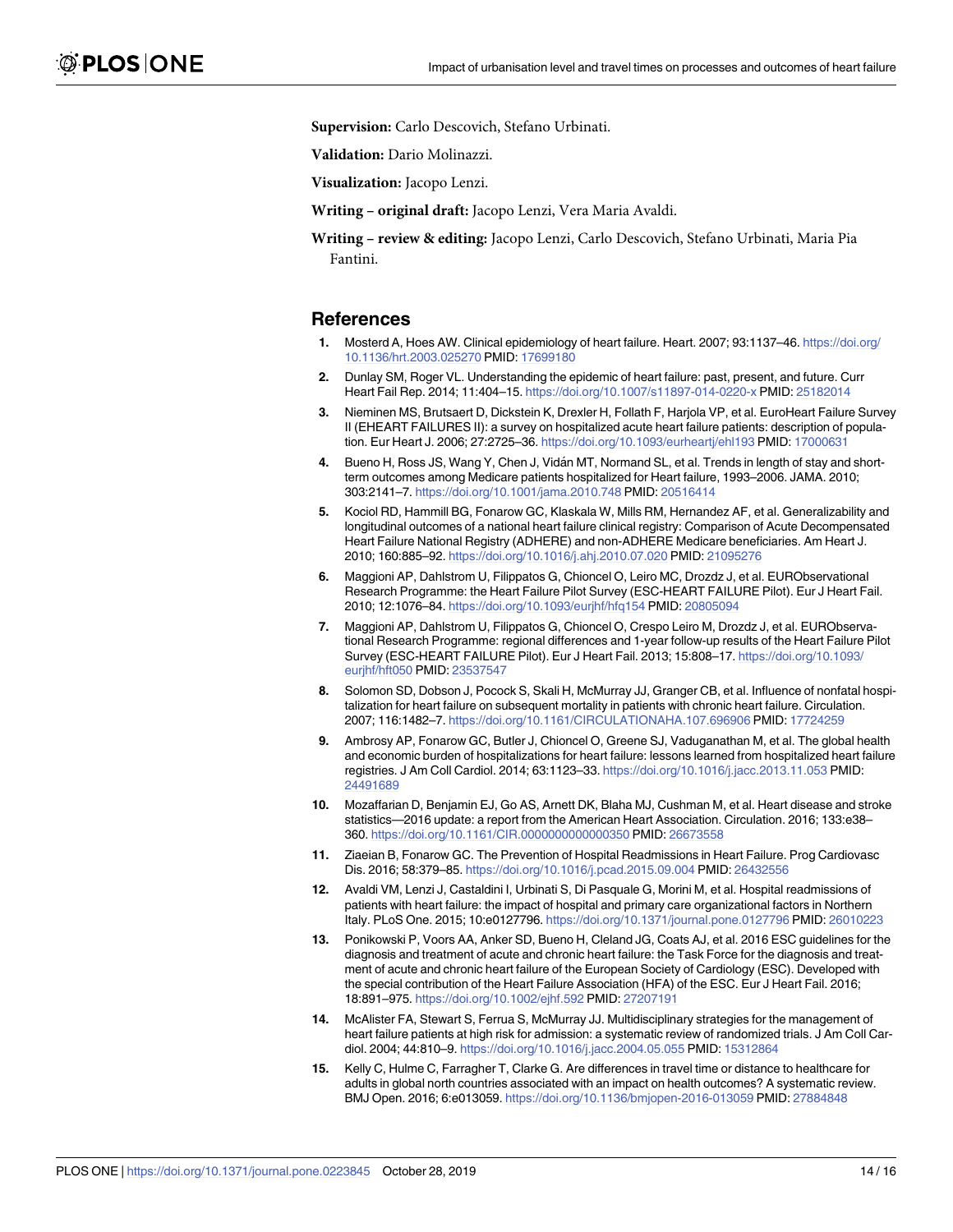**Supervision:** Carlo Descovich, Stefano Urbinati.

**Validation:** Dario Molinazzi.

**Visualization:** Jacopo Lenzi.

**Writing – original draft:** Jacopo Lenzi, Vera Maria Avaldi.

**Writing – review & editing:** Jacopo Lenzi, Carlo Descovich, Stefano Urbinati, Maria Pia Fantini.

## References

1. Mosterd A, Hoes AW. Clinical epidemiology of heart failure. Heart. 2007; 93:1137–46. https://doi.org/10.1136/hrt.2003.025270 PMID: 17699180
2. Dunlay SM, Roger VL. Understanding the epidemic of heart failure: past, present, and future. Curr Heart Fail Rep. 2014; 11:404–15. https://doi.org/10.1007/s11897-014-0220-x PMID: 25182014
3. Nieminen MS, Brutsaert D, Dickstein K, Drexler H, Follath F, Harjola VP, et al. EuroHeart Failure Survey II (EHEART FAILURES II): a survey on hospitalized acute heart failure patients: description of population. Eur Heart J. 2006; 27:2725–36. https://doi.org/10.1093/eurheartj/ehl193 PMID: 17000631
4. Bueno H, Ross JS, Wang Y, Chen J, Vidán MT, Normand SL, et al. Trends in length of stay and short-term outcomes among Medicare patients hospitalized for Heart failure, 1993–2006. JAMA. 2010; 303:2141–7. https://doi.org/10.1001/jama.2010.748 PMID: 20516414
5. Kociol RD, Hammill BG, Fonarow GC, Klaskala W, Mills RM, Hernandez AF, et al. Generalizability and longitudinal outcomes of a national heart failure clinical registry: Comparison of Acute Decompensated Heart Failure National Registry (ADHERE) and non-ADHERE Medicare beneficiaries. Am Heart J. 2010; 160:885–92. https://doi.org/10.1016/j.ahj.2010.07.020 PMID: 21095276
6. Maggioni AP, Dahlstrom U, Filippatos G, Chioncel O, Leiro MC, Drozdz J, et al. EURObservational Research Programme: the Heart Failure Pilot Survey (ESC-HEART FAILURE Pilot). Eur J Heart Fail. 2010; 12:1076–84. https://doi.org/10.1093/eurjhf/hfq154 PMID: 20805094
7. Maggioni AP, Dahlstrom U, Filippatos G, Chioncel O, Crespo Leiro M, Drozdz J, et al. EURObservational Research Programme: regional differences and 1-year follow-up results of the Heart Failure Pilot Survey (ESC-HEART FAILURE Pilot). Eur J Heart Fail. 2013; 15:808–17. https://doi.org/10.1093/eurjhf/hft050 PMID: 23537547
8. Solomon SD, Dobson J, Pocock S, Skali H, McMurray JJ, Granger CB, et al. Influence of nonfatal hospitalization for heart failure on subsequent mortality in patients with chronic heart failure. Circulation. 2007; 116:1482–7. https://doi.org/10.1161/CIRCULATIONAHA.107.696906 PMID: 17724259
9. Ambrosy AP, Fonarow GC, Butler J, Chioncel O, Greene SJ, Vaduganathan M, et al. The global health and economic burden of hospitalizations for heart failure: lessons learned from hospitalized heart failure registries. J Am Coll Cardiol. 2014; 63:1123–33. https://doi.org/10.1016/j.jacc.2013.11.053 PMID: 24491689
10. Mozaffarian D, Benjamin EJ, Go AS, Arnett DK, Blaha MJ, Cushman M, et al. Heart disease and stroke statistics—2016 update: a report from the American Heart Association. Circulation. 2016; 133:e38–360. https://doi.org/10.1161/CIR.0000000000000350 PMID: 26673558
11. Ziaeian B, Fonarow GC. The Prevention of Hospital Readmissions in Heart Failure. Prog Cardiovasc Dis. 2016; 58:379–85. https://doi.org/10.1016/j.pcad.2015.09.004 PMID: 26432556
12. Avaldi VM, Lenzi J, Castaldini I, Urbinati S, Di Pasquale G, Morini M, et al. Hospital readmissions of patients with heart failure: the impact of hospital and primary care organizational factors in Northern Italy. PLoS One. 2015; 10:e0127796. https://doi.org/10.1371/journal.pone.0127796 PMID: 26010223
13. Ponikowski P, Voors AA, Anker SD, Bueno H, Cleland JG, Coats AJ, et al. 2016 ESC guidelines for the diagnosis and treatment of acute and chronic heart failure: the Task Force for the diagnosis and treatment of acute and chronic heart failure of the European Society of Cardiology (ESC). Developed with the special contribution of the Heart Failure Association (HFA) of the ESC. Eur J Heart Fail. 2016; 18:891–975. https://doi.org/10.1002/ejhf.592 PMID: 27207191
14. McAlister FA, Stewart S, Ferrua S, McMurray JJ. Multidisciplinary strategies for the management of heart failure patients at high risk for admission: a systematic review of randomized trials. J Am Coll Cardiol. 2004; 44:810–9. https://doi.org/10.1016/j.jacc.2004.05.055 PMID: 15312864
15. Kelly C, Hulme C, Farragher T, Clarke G. Are differences in travel time or distance to healthcare for adults in global north countries associated with an impact on health outcomes? A systematic review. BMJ Open. 2016; 6:e013059. https://doi.org/10.1136/bmjopen-2016-013059 PMID: 27884848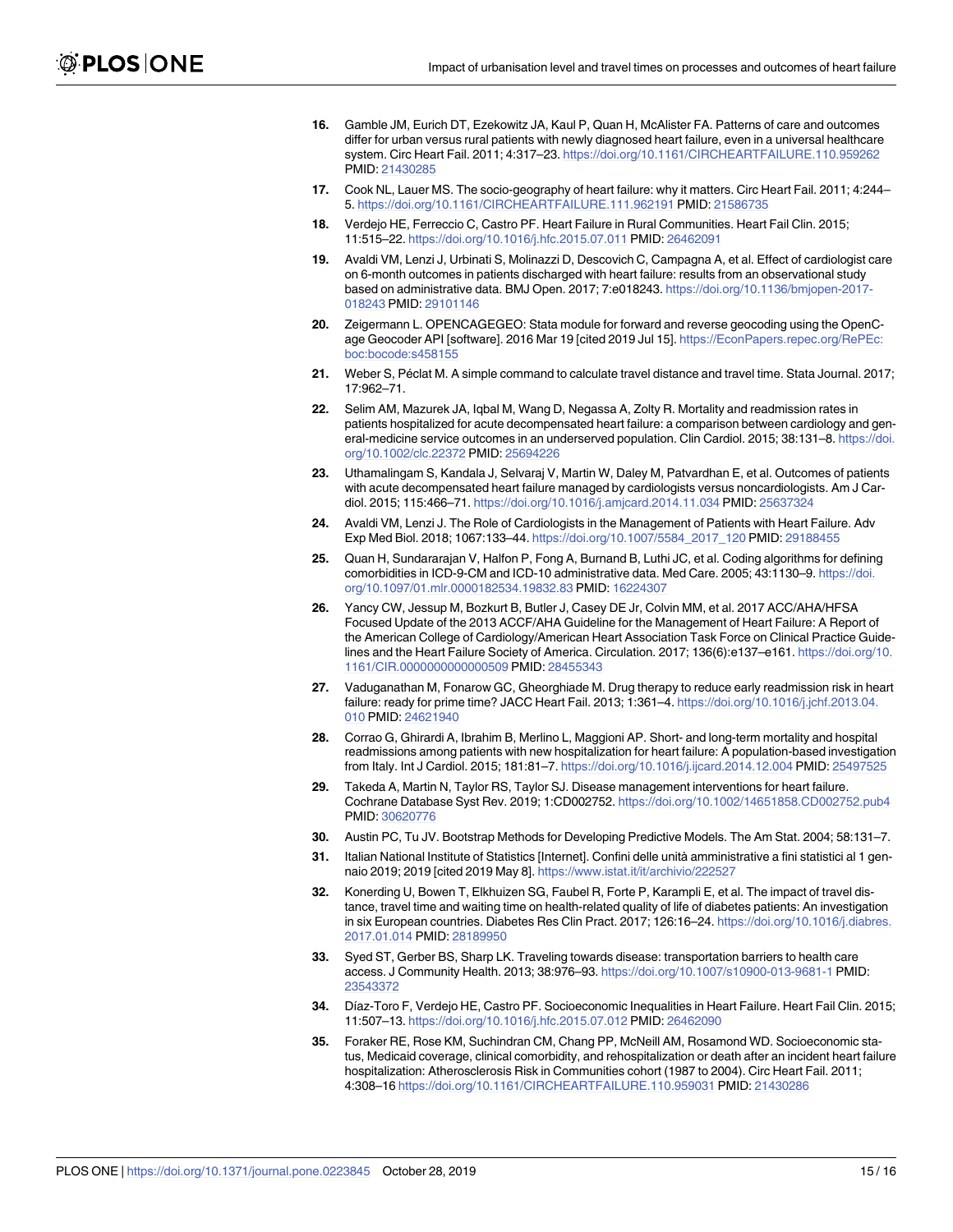16. Gamble JM, Eurich DT, Ezekowitz JA, Kaul P, Quan H, McAlister FA. Patterns of care and outcomes differ for urban versus rural patients with newly diagnosed heart failure, even in a universal healthcare system. Circ Heart Fail. 2011; 4:317–23. https://doi.org/10.1161/CIRCHEARTFAILURE.110.959262 PMID: 21430285

17. Cook NL, Lauer MS. The socio-geography of heart failure: why it matters. Circ Heart Fail. 2011; 4:244–5. https://doi.org/10.1161/CIRCHEARTFAILURE.111.962191 PMID: 21586735

18. Verdejo HE, Ferreccio C, Castro PF. Heart Failure in Rural Communities. Heart Fail Clin. 2015; 11:515–22. https://doi.org/10.1016/j.hfc.2015.07.011 PMID: 26462091

19. Avaldi VM, Lenzi J, Urbinati S, Molinazzi D, Descovich C, Campagna A, et al. Effect of cardiologist care on 6-month outcomes in patients discharged with heart failure: results from an observational study based on administrative data. BMJ Open. 2017; 7:e018243. https://doi.org/10.1136/bmjopen-2017-018243 PMID: 29101146

20. Zeigermann L. OPENCAGEGEO: Stata module for forward and reverse geocoding using the OpenCage Geocoder API [software]. 2016 Mar 19 [cited 2019 Jul 15]. https://EconPapers.repec.org/RePEc:boc:bocode:s458155

21. Weber S, Péclat M. A simple command to calculate travel distance and travel time. Stata Journal. 2017; 17:962–71.

22. Selim AM, Mazurek JA, Iqbal M, Wang D, Negassa A, Zolty R. Mortality and readmission rates in patients hospitalized for acute decompensated heart failure: a comparison between cardiology and general-medicine service outcomes in an underserved population. Clin Cardiol. 2015; 38:131–8. https://doi.org/10.1002/clc.22372 PMID: 25694226

23. Uthamalingam S, Kandala J, Selvaraj V, Martin W, Daley M, Patvardhan E, et al. Outcomes of patients with acute decompensated heart failure managed by cardiologists versus noncardiologists. Am J Cardiol. 2015; 115:466–71. https://doi.org/10.1016/j.amjcard.2014.11.034 PMID: 25637324

24. Avaldi VM, Lenzi J. The Role of Cardiologists in the Management of Patients with Heart Failure. Adv Exp Med Biol. 2018; 1067:133–44. https://doi.org/10.1007/5584_2017_120 PMID: 29188455

25. Quan H, Sundararajan V, Halfon P, Fong A, Burnand B, Luthi JC, et al. Coding algorithms for defining comorbidities in ICD-9-CM and ICD-10 administrative data. Med Care. 2005; 43:1130–9. https://doi.org/10.1097/01.mlr.0000182534.19832.83 PMID: 16224307

26. Yancy CW, Jessup M, Bozkurt B, Butler J, Casey DE Jr, Colvin MM, et al. 2017 ACC/AHA/HFSA Focused Update of the 2013 ACCF/AHA Guideline for the Management of Heart Failure: A Report of the American College of Cardiology/American Heart Association Task Force on Clinical Practice Guidelines and the Heart Failure Society of America. Circulation. 2017; 136(6):e137–e161. https://doi.org/10.1161/CIR.0000000000000509 PMID: 28455343

27. Vaduganathan M, Fonarow GC, Gheorghiade M. Drug therapy to reduce early readmission risk in heart failure: ready for prime time? JACC Heart Fail. 2013; 1:361–4. https://doi.org/10.1016/j.jchf.2013.04.010 PMID: 24621940

28. Corrao G, Ghirardi A, Ibrahim B, Merlino L, Maggioni AP. Short- and long-term mortality and hospital readmissions among patients with new hospitalization for heart failure: A population-based investigation from Italy. Int J Cardiol. 2015; 181:81–7. https://doi.org/10.1016/j.ijcard.2014.12.004 PMID: 25497525

29. Takeda A, Martin N, Taylor RS, Taylor SJ. Disease management interventions for heart failure. Cochrane Database Syst Rev. 2019; 1:CD002752. https://doi.org/10.1002/14651858.CD002752.pub4 PMID: 30620776

30. Austin PC, Tu JV. Bootstrap Methods for Developing Predictive Models. The Am Stat. 2004; 58:131–7.

31. Italian National Institute of Statistics [Internet]. Confini delle unità amministrative a fini statistici al 1 gennaio 2019; 2019 [cited 2019 May 8]. https://www.istat.it/it/archivio/222527

32. Konerding U, Bowen T, Elkhuizen SG, Faubel R, Forte P, Karampli E, et al. The impact of travel distance, travel time and waiting time on health-related quality of life of diabetes patients: An investigation in six European countries. Diabetes Res Clin Pract. 2017; 126:16–24. https://doi.org/10.1016/j.diabres.2017.01.014 PMID: 28189950

33. Syed ST, Gerber BS, Sharp LK. Traveling towards disease: transportation barriers to health care access. J Community Health. 2013; 38:976–93. https://doi.org/10.1007/s10900-013-9681-1 PMID: 23543372

34. Díaz-Toro F, Verdejo HE, Castro PF. Socioeconomic Inequalities in Heart Failure. Heart Fail Clin. 2015; 11:507–13. https://doi.org/10.1016/j.hfc.2015.07.012 PMID: 26462090

35. Foraker RE, Rose KM, Suchindran CM, Chang PP, McNeill AM, Rosamond WD. Socioeconomic status, Medicaid coverage, clinical comorbidity, and rehospitalization or death after an incident heart failure hospitalization: Atherosclerosis Risk in Communities cohort (1987 to 2004). Circ Heart Fail. 2011; 4:308–16 https://doi.org/10.1161/CIRCHEARTFAILURE.110.959031 PMID: 21430286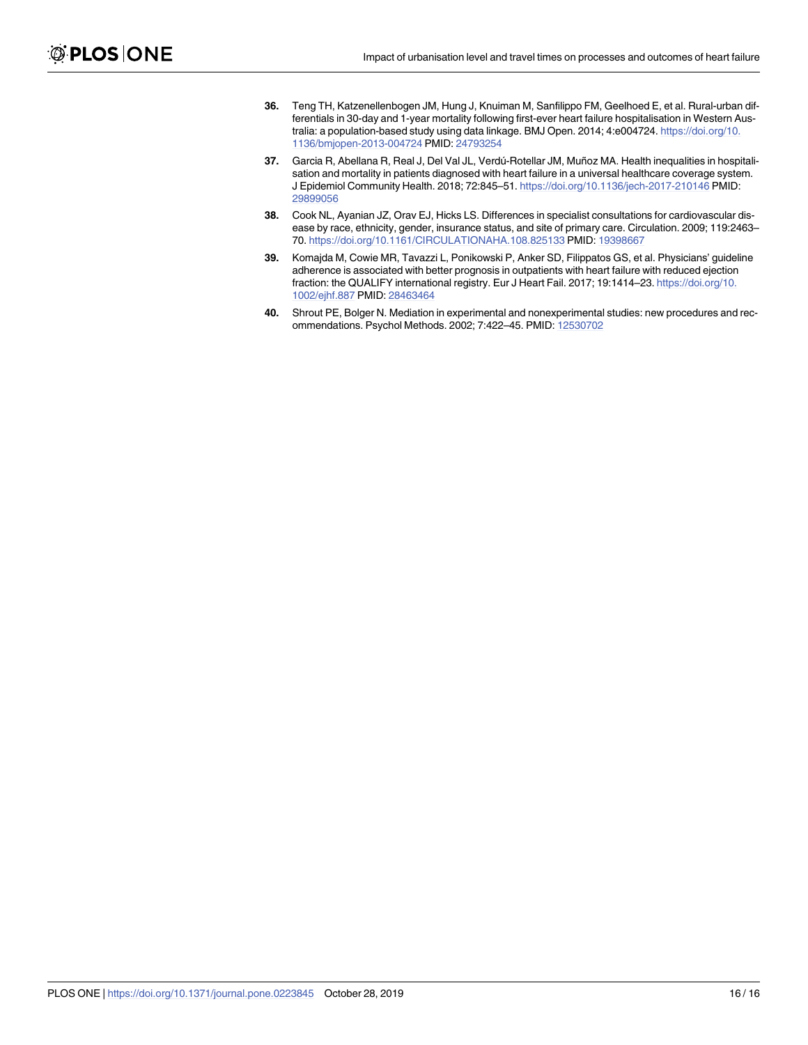36. Teng TH, Katzenellenbogen JM, Hung J, Knuiman M, Sanfilippo FM, Geelhoed E, et al. Rural-urban differentials in 30-day and 1-year mortality following first-ever heart failure hospitalisation in Western Australia: a population-based study using data linkage. BMJ Open. 2014; 4:e004724. https://doi.org/10.1136/bmjopen-2013-004724 PMID: 24793254

37. Garcia R, Abellana R, Real J, Del Val JL, Verdú-Rotellar JM, Muñoz MA. Health inequalities in hospitalisation and mortality in patients diagnosed with heart failure in a universal healthcare coverage system. J Epidemiol Community Health. 2018; 72:845–51. https://doi.org/10.1136/jech-2017-210146 PMID: 29899056

38. Cook NL, Ayanian JZ, Orav EJ, Hicks LS. Differences in specialist consultations for cardiovascular disease by race, ethnicity, gender, insurance status, and site of primary care. Circulation. 2009; 119:2463–70. https://doi.org/10.1161/CIRCULATIONAHA.108.825133 PMID: 19398667

39. Komajda M, Cowie MR, Tavazzi L, Ponikowski P, Anker SD, Filippatos GS, et al. Physicians' guideline adherence is associated with better prognosis in outpatients with heart failure with reduced ejection fraction: the QUALIFY international registry. Eur J Heart Fail. 2017; 19:1414–23. https://doi.org/10.1002/ejhf.887 PMID: 28463464

40. Shrout PE, Bolger N. Mediation in experimental and nonexperimental studies: new procedures and recommendations. Psychol Methods. 2002; 7:422–45. PMID: 12530702